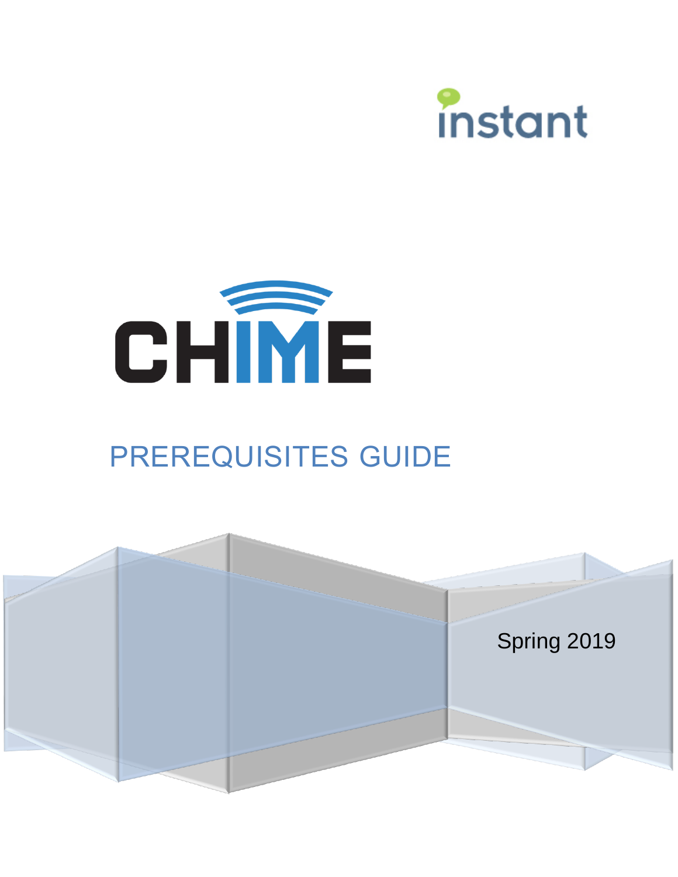instant

# CHIME

## PREREQUISITES GUIDE

Spring 2019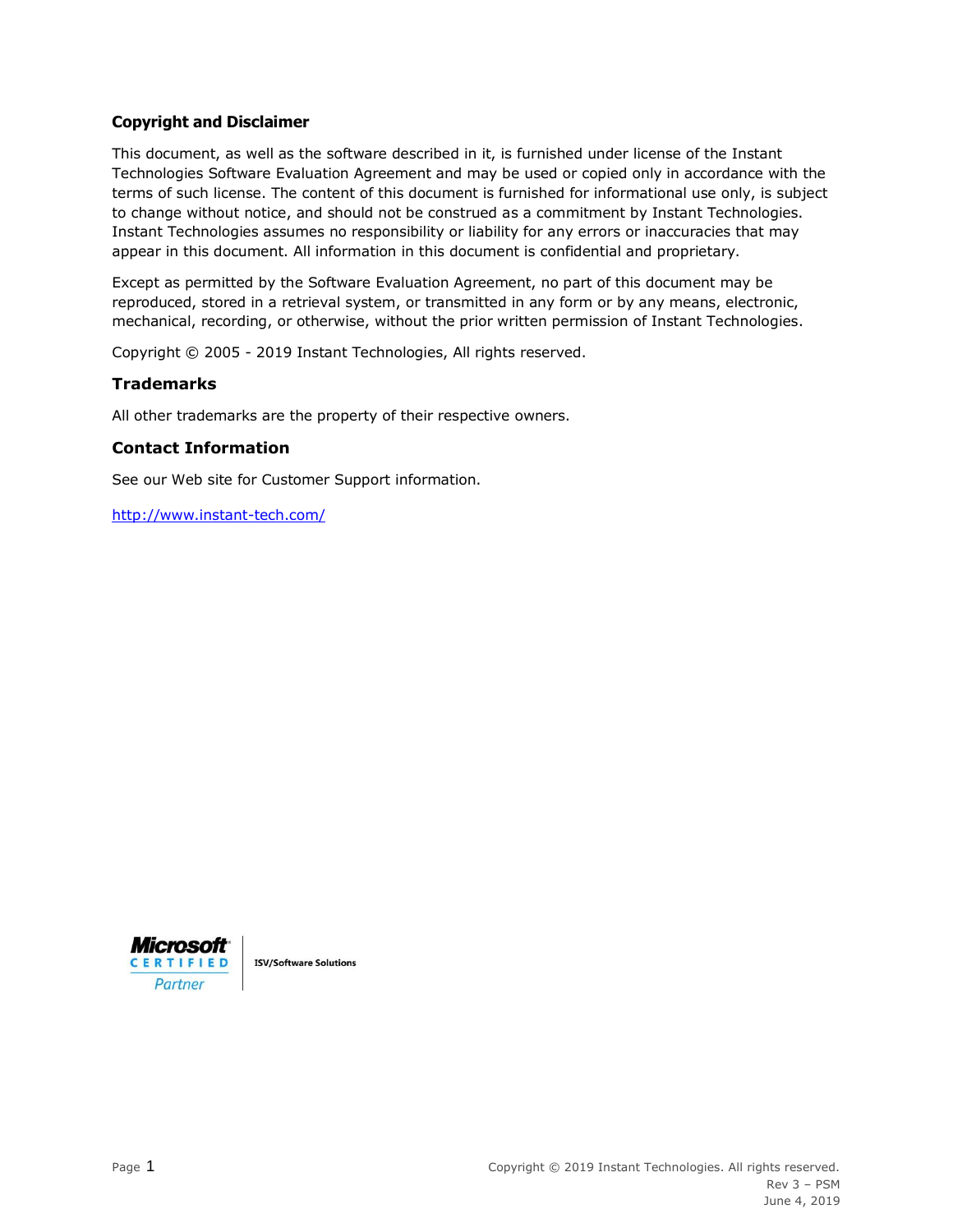## Copyright and Disclaimer

This document, as well as the software described in it, is furnished under license of the Instant Technologies Software Evaluation Agreement and may be used or copied only in accordance with the terms of such license. The content of this document is furnished for informational use only, is subject to change without notice, and should not be construed as a commitment by Instant Technologies. Instant Technologies assumes no responsibility or liability for any errors or inaccuracies that may appear in this document. All information in this document is confidential and proprietary.

Except as permitted by the Software Evaluation Agreement, no part of this document may be reproduced, stored in a retrieval system, or transmitted in any form or by any means, electronic, mechanical, recording, or otherwise, without the prior written permission of Instant Technologies.

Copyright © 2005 - 2019 Instant Technologies, All rights reserved.

## Trademarks

All other trademarks are the property of their respective owners.

## Contact Information

See our Web site for Customer Support information.

[http://www.instant-tech.com/](http://www.instant-tech.com/)

Microsoft CERTIFIED Partner | ISV/Software Solutions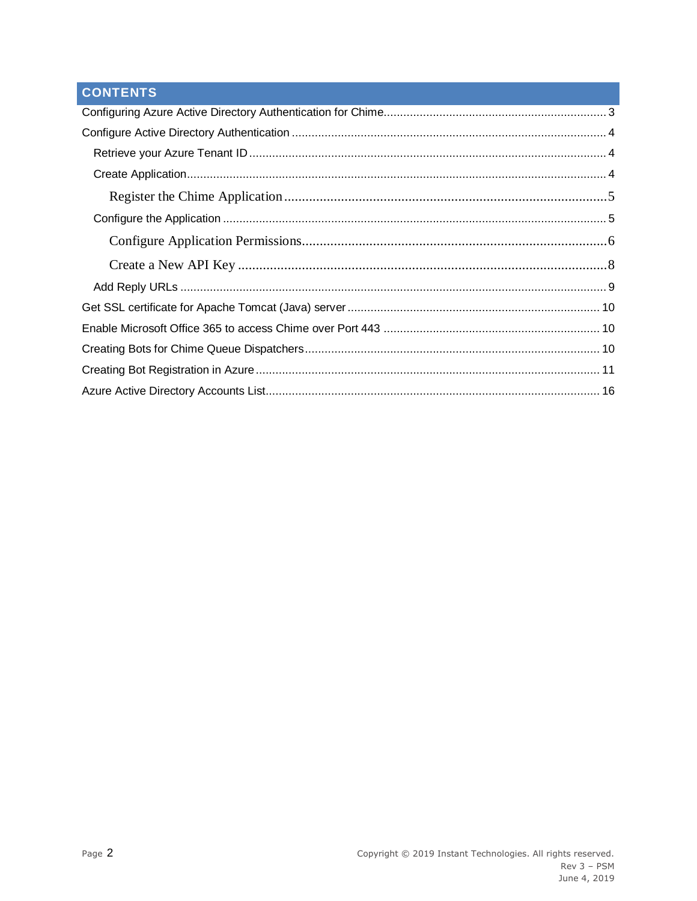## CONTENTS

Configuring Azure Active Directory Authentication for Chime.................................................................. 3

Configure Active Directory Authentication ............................................................................................. 4

- Retrieve your Azure Tenant ID ........................................................................................................... 4
- Create Application............................................................................................................................. 4
  - Register the Chime Application ........................................................................................... 5
- Configure the Application .................................................................................................................. 5
  - Configure Application Permissions...................................................................................... 6
  - Create a New API Key ........................................................................................................ 8
- Add Reply URLs ................................................................................................................................ 9

Get SSL certificate for Apache Tomcat (Java) server ........................................................................... 10

Enable Microsoft Office 365 to access Chime over Port 443 ................................................................ 10

Creating Bots for Chime Queue Dispatchers........................................................................................ 10

Creating Bot Registration in Azure ....................................................................................................... 11

Azure Active Directory Accounts List..................................................................................................... 16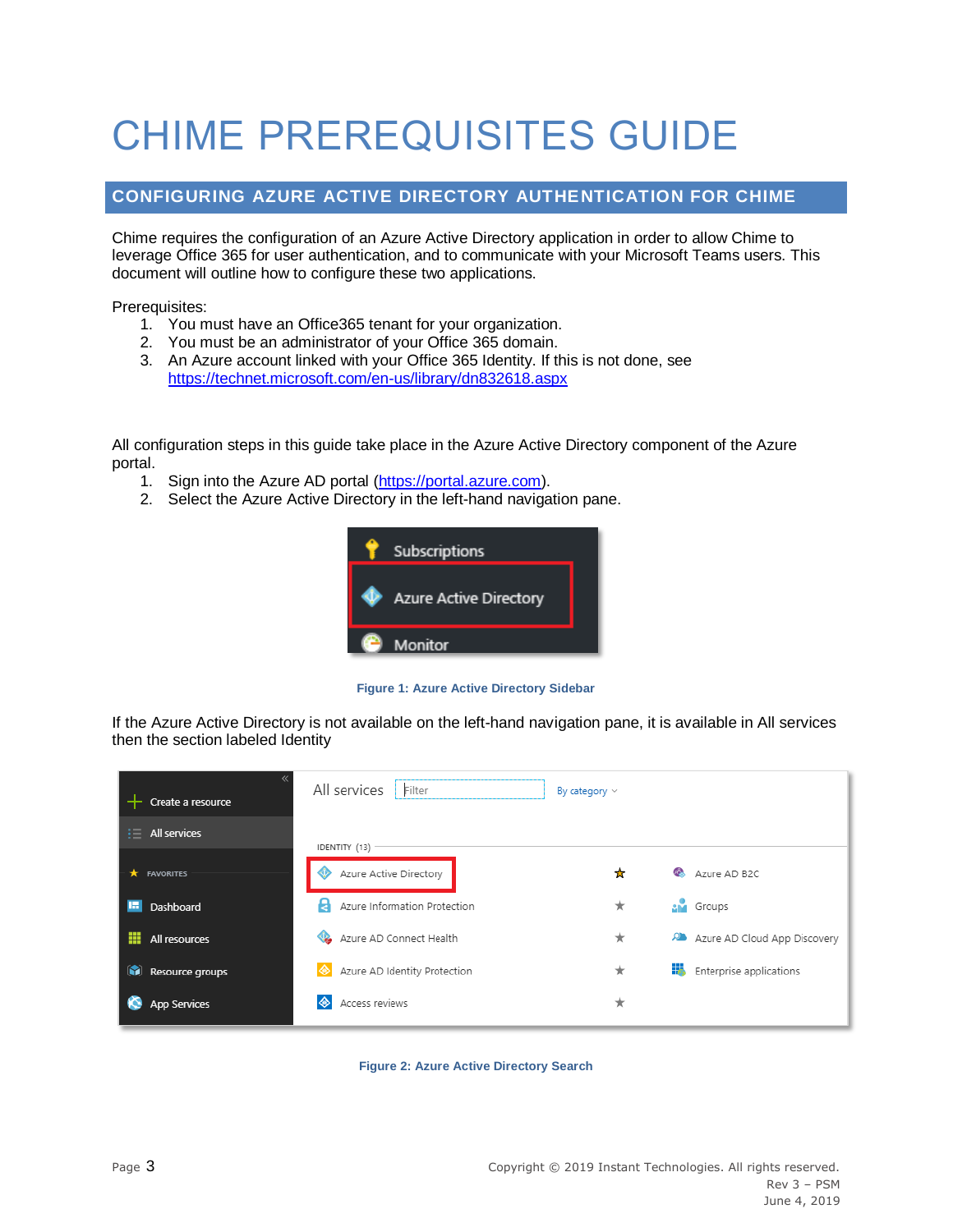# CHIME PREREQUISITES GUIDE

## CONFIGURING AZURE ACTIVE DIRECTORY AUTHENTICATION FOR CHIME

Chime requires the configuration of an Azure Active Directory application in order to allow Chime to leverage Office 365 for user authentication, and to communicate with your Microsoft Teams users. This document will outline how to configure these two applications.

Prerequisites:

1. You must have an Office365 tenant for your organization.
2. You must be an administrator of your Office 365 domain.
3. An Azure account linked with your Office 365 Identity. If this is not done, see https://technet.microsoft.com/en-us/library/dn832618.aspx

All configuration steps in this guide take place in the Azure Active Directory component of the Azure portal.

1. Sign into the Azure AD portal (https://portal.azure.com).
2. Select the Azure Active Directory in the left-hand navigation pane.

**Figure 1: Azure Active Directory Sidebar**

If the Azure Active Directory is not available on the left-hand navigation pane, it is available in All services then the section labeled Identity

**Figure 2: Azure Active Directory Search**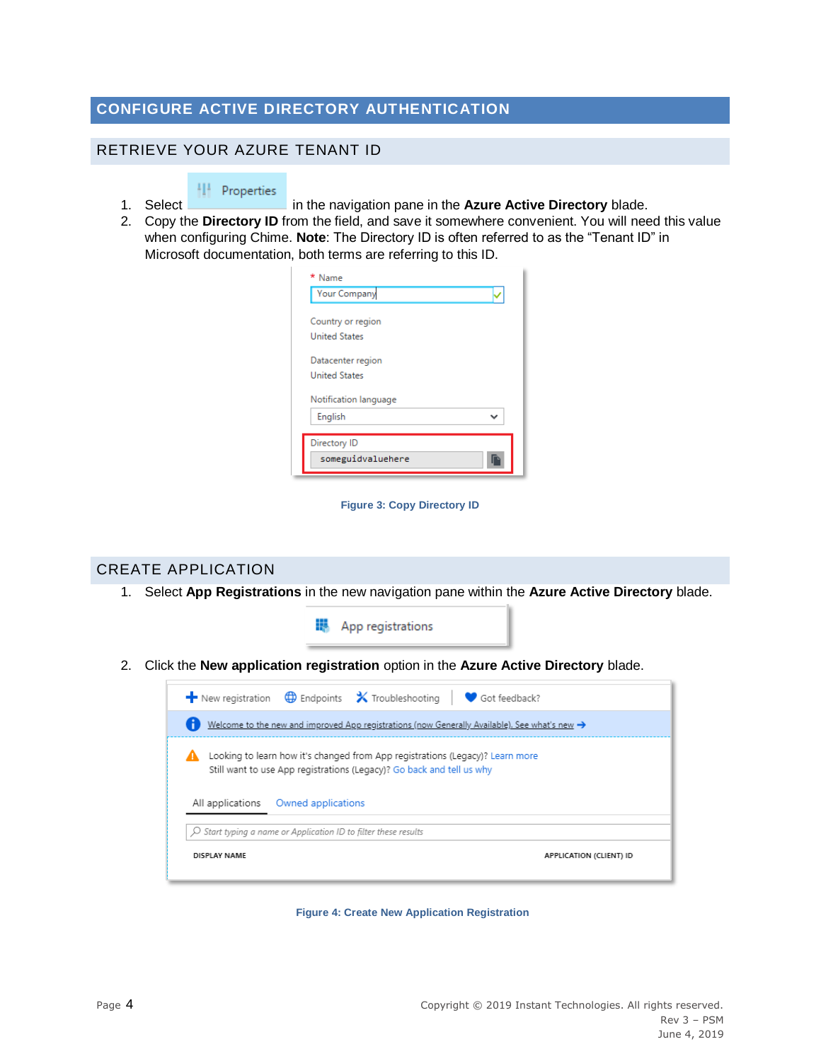# CONFIGURE ACTIVE DIRECTORY AUTHENTICATION

## RETRIEVE YOUR AZURE TENANT ID

1. Select **Properties** in the navigation pane in the **Azure Active Directory** blade.
2. Copy the **Directory ID** from the field, and save it somewhere convenient. You will need this value when configuring Chime. **Note**: The Directory ID is often referred to as the "Tenant ID" in Microsoft documentation, both terms are referring to this ID.

**Figure 3: Copy Directory ID**

## CREATE APPLICATION

1. Select **App Registrations** in the new navigation pane within the **Azure Active Directory** blade.
2. Click the **New application registration** option in the **Azure Active Directory** blade.

**Figure 4: Create New Application Registration**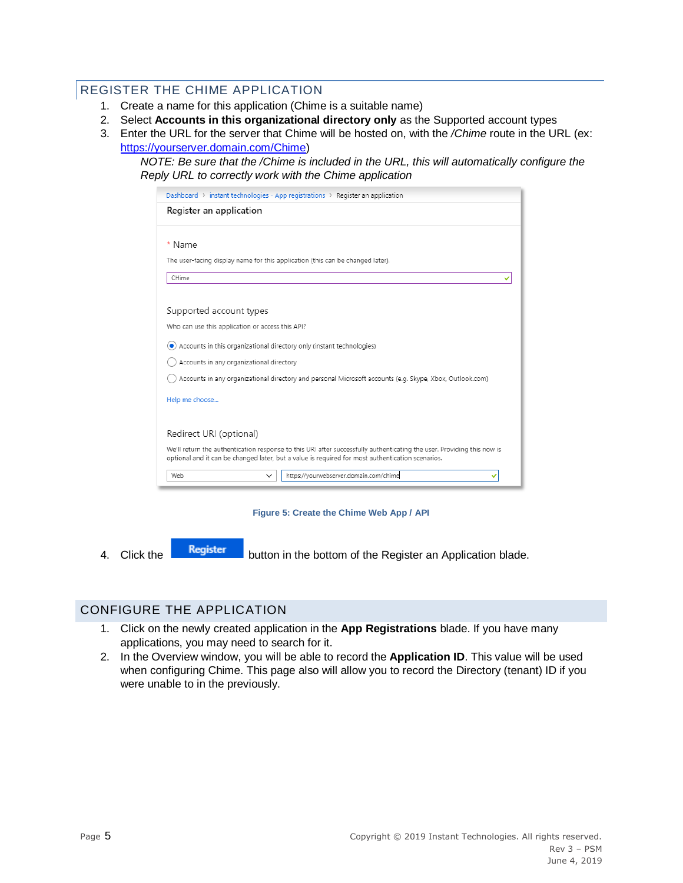## REGISTER THE CHIME APPLICATION

1. Create a name for this application (Chime is a suitable name)
2. Select **Accounts in this organizational directory only** as the Supported account types
3. Enter the URL for the server that Chime will be hosted on, with the */Chime* route in the URL (ex: https://yourserver.domain.com/Chime)

   *NOTE: Be sure that the /Chime is included in the URL, this will automatically configure the Reply URL to correctly work with the Chime application*

**Figure 5: Create the Chime Web App / API**

4. Click the **Register** button in the bottom of the Register an Application blade.

## CONFIGURE THE APPLICATION

1. Click on the newly created application in the **App Registrations** blade. If you have many applications, you may need to search for it.
2. In the Overview window, you will be able to record the **Application ID**. This value will be used when configuring Chime. This page also will allow you to record the Directory (tenant) ID if you were unable to in the previously.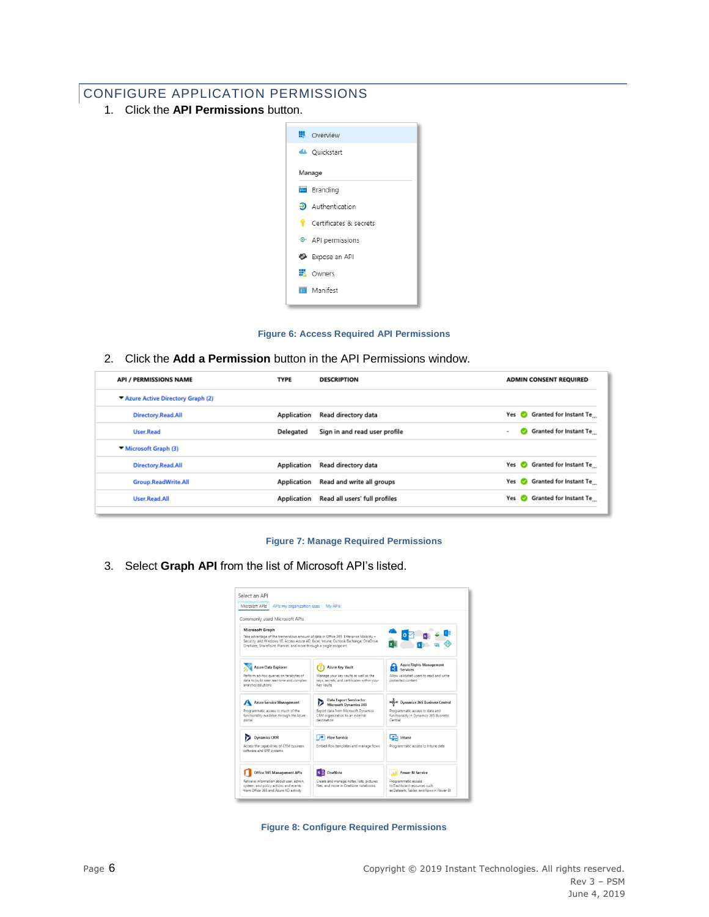## CONFIGURE APPLICATION PERMISSIONS

1. Click the **API Permissions** button.

Figure 6: Access Required API Permissions

2. Click the **Add a Permission** button in the API Permissions window.

Figure 7: Manage Required Permissions

3. Select **Graph API** from the list of Microsoft API's listed.

Figure 8: Configure Required Permissions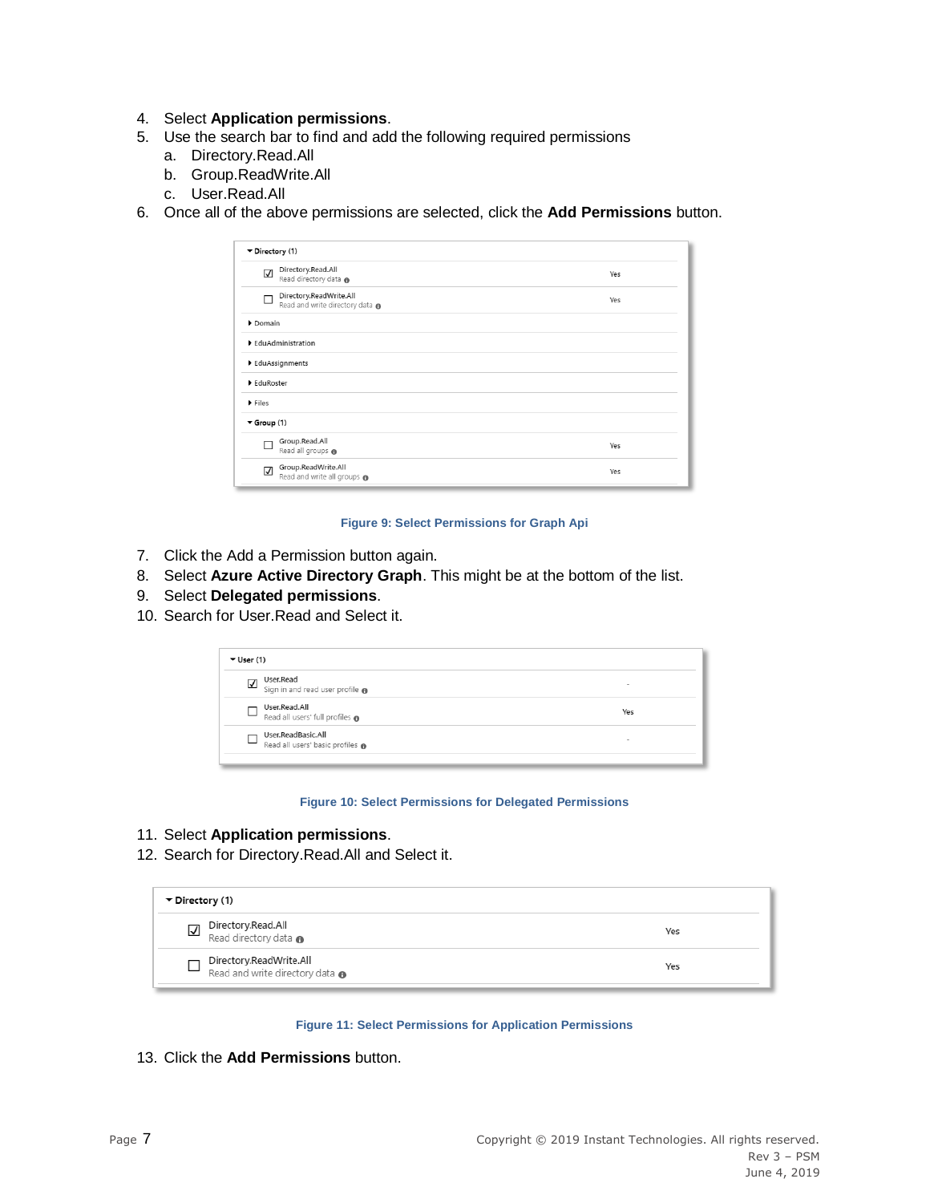4. Select **Application permissions**.
5. Use the search bar to find and add the following required permissions
   a. Directory.Read.All
   b. Group.ReadWrite.All
   c. User.Read.All
6. Once all of the above permissions are selected, click the **Add Permissions** button.

Figure 9: Select Permissions for Graph Api

7. Click the Add a Permission button again.
8. Select **Azure Active Directory Graph**. This might be at the bottom of the list.
9. Select **Delegated permissions**.
10. Search for User.Read and Select it.

Figure 10: Select Permissions for Delegated Permissions

11. Select **Application permissions**.
12. Search for Directory.Read.All and Select it.

Figure 11: Select Permissions for Application Permissions

13. Click the **Add Permissions** button.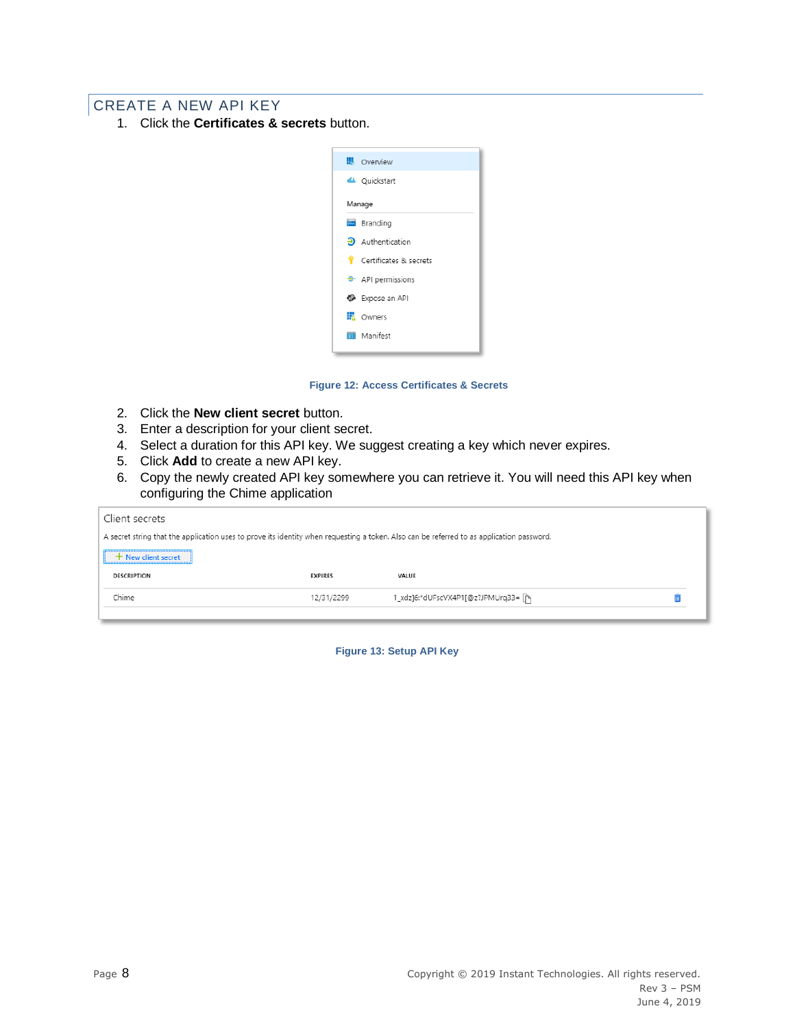## CREATE A NEW API KEY

1. Click the **Certificates & secrets** button.

Figure 12: Access Certificates & Secrets

2. Click the **New client secret** button.
3. Enter a description for your client secret.
4. Select a duration for this API key. We suggest creating a key which never expires.
5. Click **Add** to create a new API key.
6. Copy the newly created API key somewhere you can retrieve it. You will need this API key when configuring the Chime application

Figure 13: Setup API Key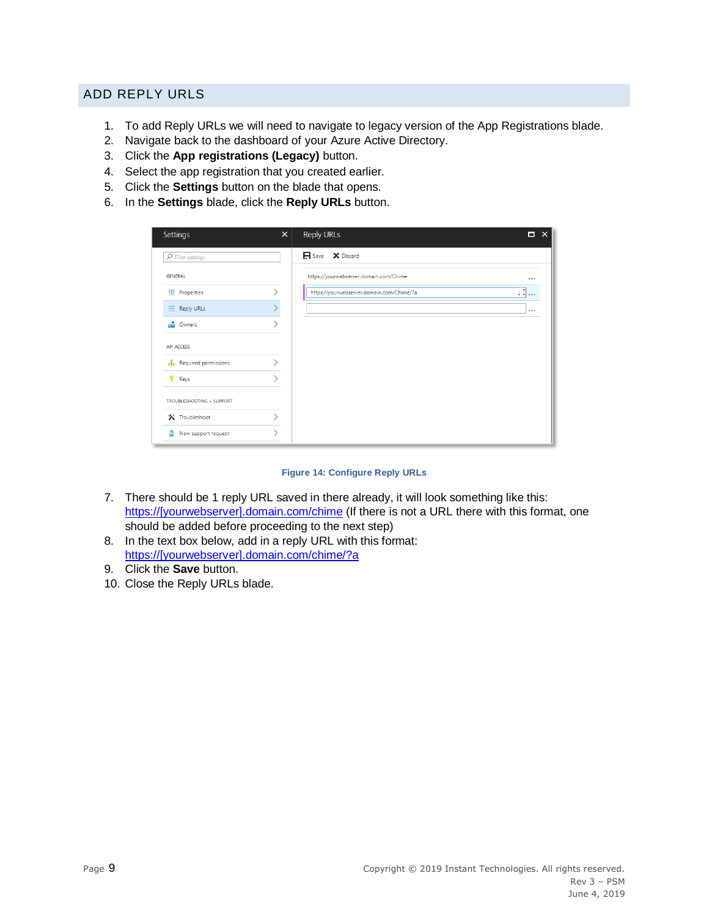## ADD REPLY URLS

1. To add Reply URLs we will need to navigate to legacy version of the App Registrations blade.
2. Navigate back to the dashboard of your Azure Active Directory.
3. Click the **App registrations (Legacy)** button.
4. Select the app registration that you created earlier.
5. Click the **Settings** button on the blade that opens.
6. In the **Settings** blade, click the **Reply URLs** button.

**Figure 14: Configure Reply URLs**

7. There should be 1 reply URL saved in there already, it will look something like this: https://[yourwebserver].domain.com/chime (If there is not a URL there with this format, one should be added before proceeding to the next step)
8. In the text box below, add in a reply URL with this format: https://[yourwebserver].domain.com/chime/?a
9. Click the **Save** button.
10. Close the Reply URLs blade.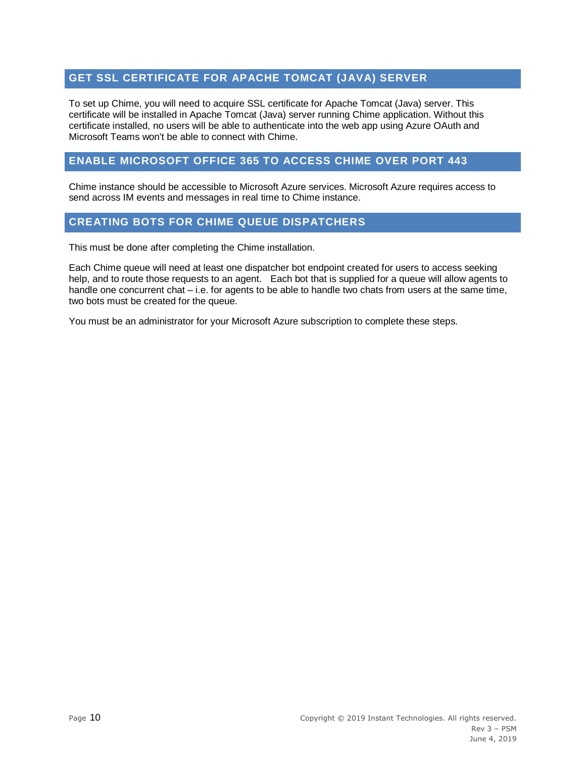## GET SSL CERTIFICATE FOR APACHE TOMCAT (JAVA) SERVER

To set up Chime, you will need to acquire SSL certificate for Apache Tomcat (Java) server. This certificate will be installed in Apache Tomcat (Java) server running Chime application. Without this certificate installed, no users will be able to authenticate into the web app using Azure OAuth and Microsoft Teams won't be able to connect with Chime.

## ENABLE MICROSOFT OFFICE 365 TO ACCESS CHIME OVER PORT 443

Chime instance should be accessible to Microsoft Azure services. Microsoft Azure requires access to send across IM events and messages in real time to Chime instance.

## CREATING BOTS FOR CHIME QUEUE DISPATCHERS

This must be done after completing the Chime installation.

Each Chime queue will need at least one dispatcher bot endpoint created for users to access seeking help, and to route those requests to an agent. Each bot that is supplied for a queue will allow agents to handle one concurrent chat – i.e. for agents to be able to handle two chats from users at the same time, two bots must be created for the queue.

You must be an administrator for your Microsoft Azure subscription to complete these steps.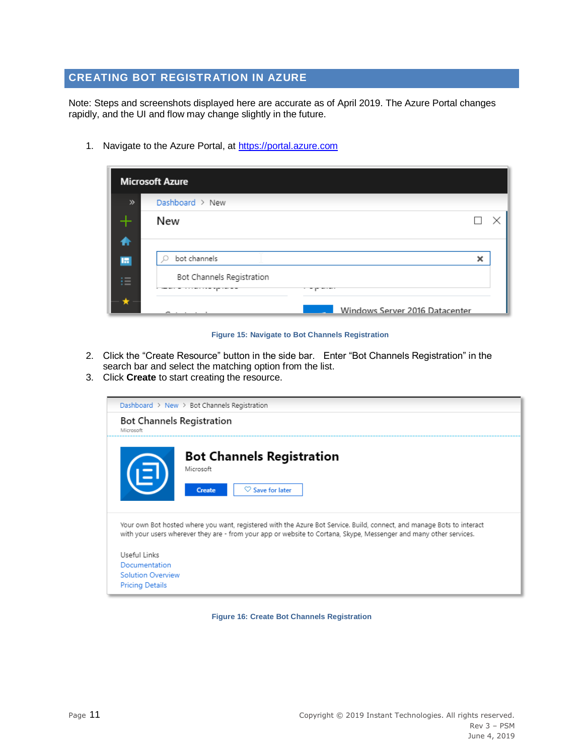## CREATING BOT REGISTRATION IN AZURE

Note: Steps and screenshots displayed here are accurate as of April 2019. The Azure Portal changes rapidly, and the UI and flow may change slightly in the future.

1. Navigate to the Azure Portal, at https://portal.azure.com

Figure 15: Navigate to Bot Channels Registration

2. Click the "Create Resource" button in the side bar. Enter "Bot Channels Registration" in the search bar and select the matching option from the list.
3. Click **Create** to start creating the resource.

Figure 16: Create Bot Channels Registration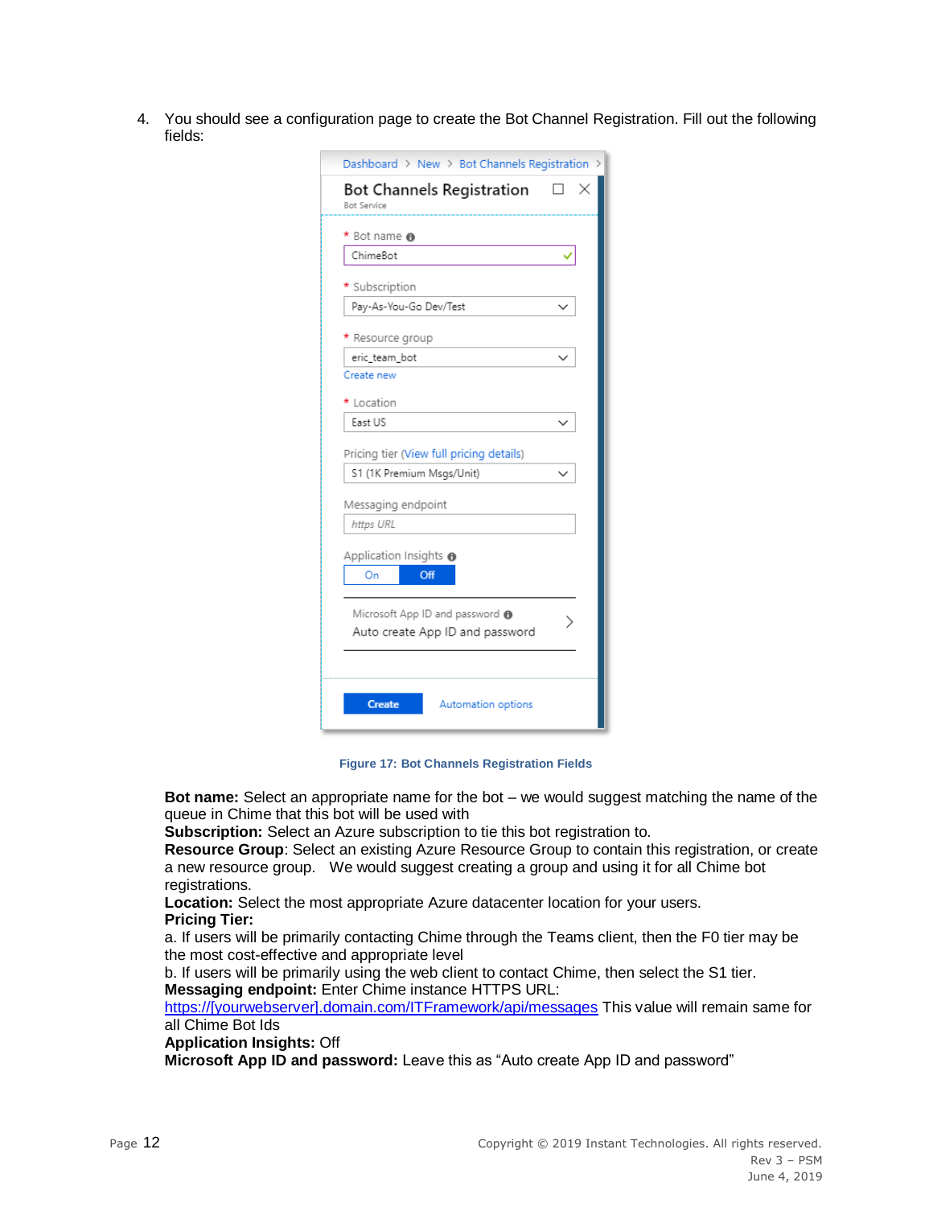4. You should see a configuration page to create the Bot Channel Registration. Fill out the following fields:

Figure 17: Bot Channels Registration Fields

**Bot name:** Select an appropriate name for the bot – we would suggest matching the name of the queue in Chime that this bot will be used with
**Subscription:** Select an Azure subscription to tie this bot registration to.
**Resource Group**: Select an existing Azure Resource Group to contain this registration, or create a new resource group. We would suggest creating a group and using it for all Chime bot registrations.
**Location:** Select the most appropriate Azure datacenter location for your users.
**Pricing Tier:**
a. If users will be primarily contacting Chime through the Teams client, then the F0 tier may be the most cost-effective and appropriate level
b. If users will be primarily using the web client to contact Chime, then select the S1 tier.
**Messaging endpoint:** Enter Chime instance HTTPS URL: https://[yourwebserver].domain.com/ITFramework/api/messages This value will remain same for all Chime Bot Ids
**Application Insights:** Off
**Microsoft App ID and password:** Leave this as "Auto create App ID and password"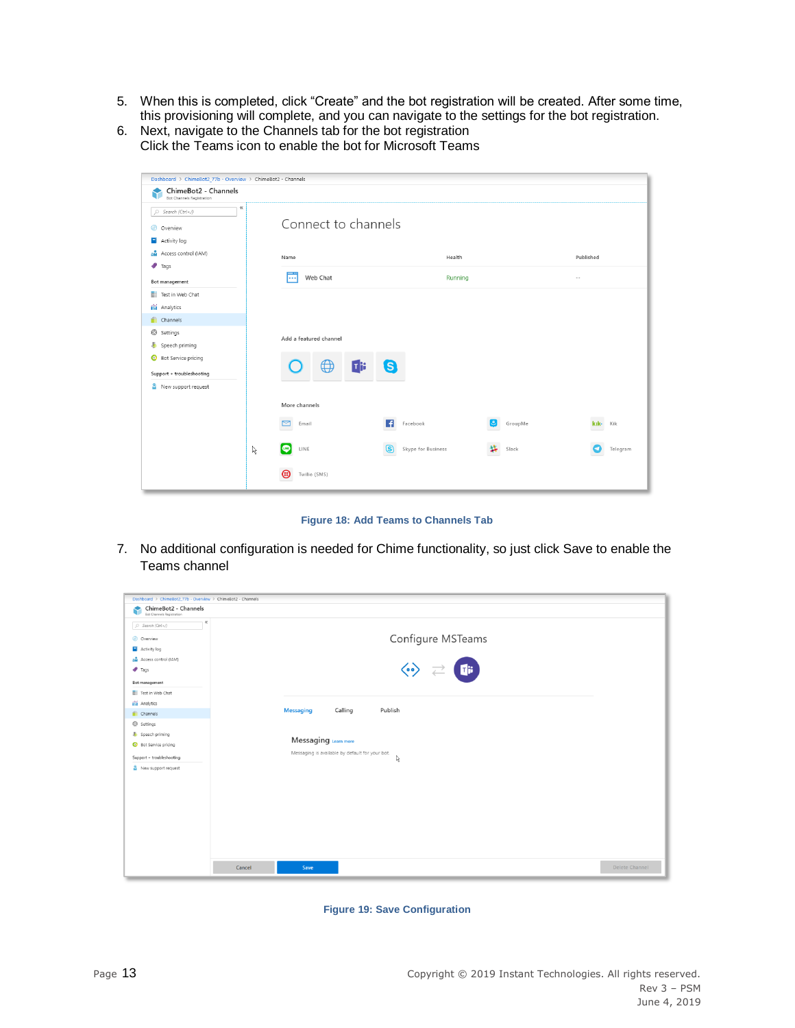5. When this is completed, click “Create” and the bot registration will be created. After some time, this provisioning will complete, and you can navigate to the settings for the bot registration.
6. Next, navigate to the Channels tab for the bot registration
   Click the Teams icon to enable the bot for Microsoft Teams

**Figure 18: Add Teams to Channels Tab**

7. No additional configuration is needed for Chime functionality, so just click Save to enable the Teams channel

**Figure 19: Save Configuration**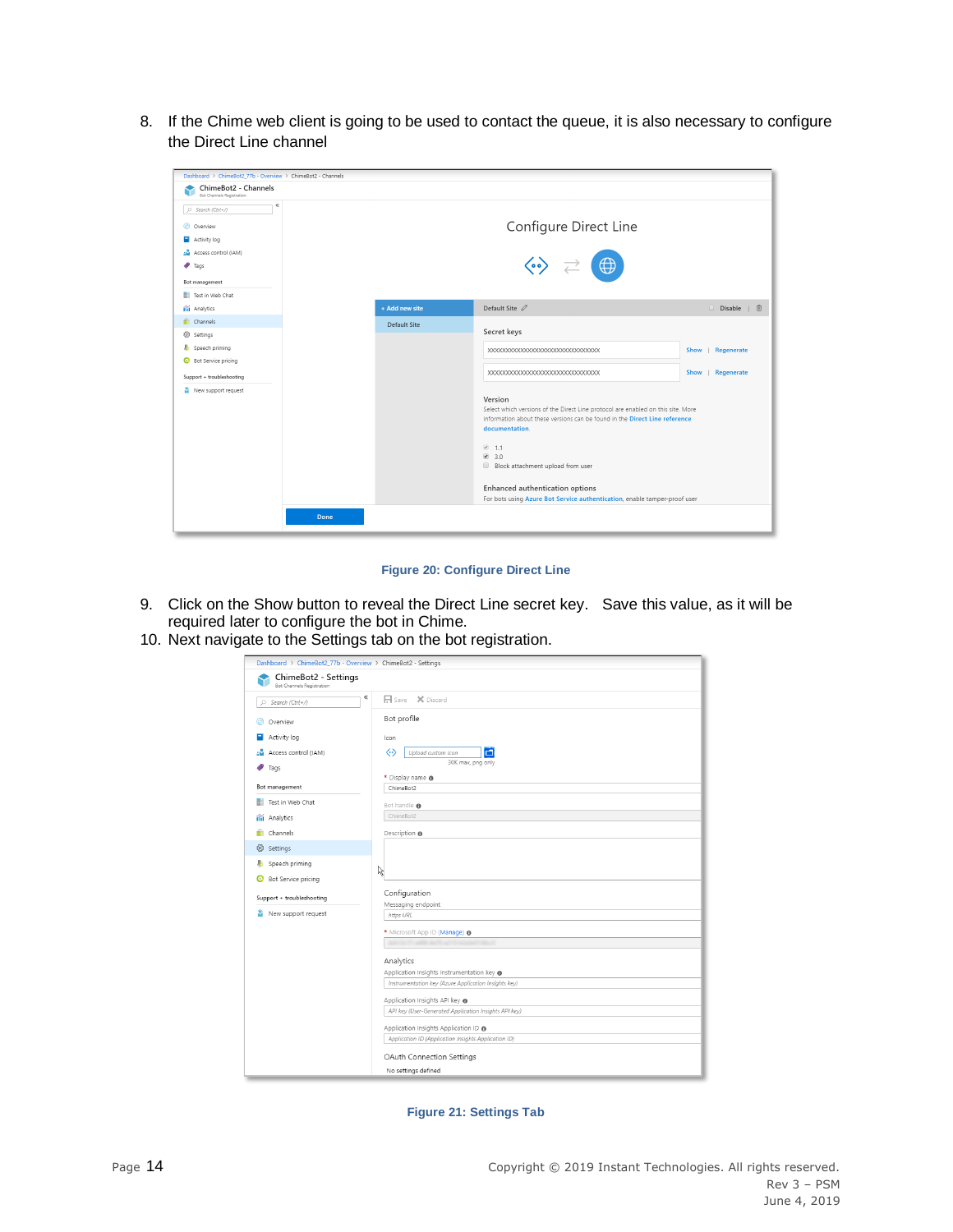8. If the Chime web client is going to be used to contact the queue, it is also necessary to configure the Direct Line channel

Figure 20: Configure Direct Line

9. Click on the Show button to reveal the Direct Line secret key. Save this value, as it will be required later to configure the bot in Chime.
10. Next navigate to the Settings tab on the bot registration.

Figure 21: Settings Tab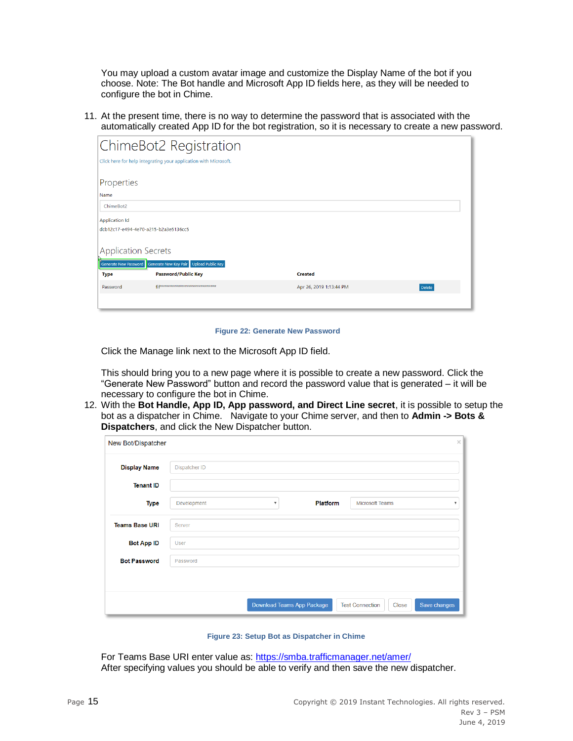You may upload a custom avatar image and customize the Display Name of the bot if you choose. Note: The Bot handle and Microsoft App ID fields here, as they will be needed to configure the bot in Chime.

11. At the present time, there is no way to determine the password that is associated with the automatically created App ID for the bot registration, so it is necessary to create a new password.

Figure 22: Generate New Password

Click the Manage link next to the Microsoft App ID field.

This should bring you to a new page where it is possible to create a new password. Click the "Generate New Password" button and record the password value that is generated – it will be necessary to configure the bot in Chime.

12. With the **Bot Handle, App ID, App password, and Direct Line secret**, it is possible to setup the bot as a dispatcher in Chime. Navigate to your Chime server, and then to **Admin -> Bots & Dispatchers**, and click the New Dispatcher button.

Figure 23: Setup Bot as Dispatcher in Chime

For Teams Base URI enter value as: https://smba.trafficmanager.net/amer/
After specifying values you should be able to verify and then save the new dispatcher.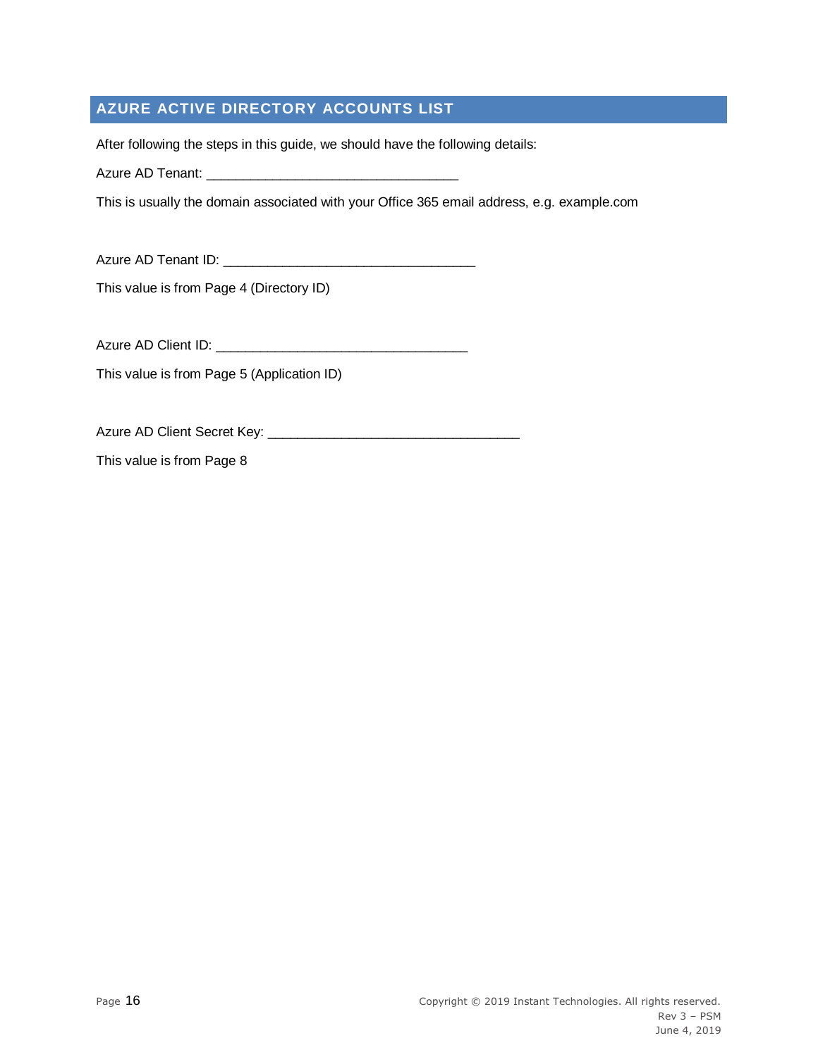## AZURE ACTIVE DIRECTORY ACCOUNTS LIST

After following the steps in this guide, we should have the following details:

Azure AD Tenant: __________________________________

This is usually the domain associated with your Office 365 email address, e.g. example.com

Azure AD Tenant ID: __________________________________

This value is from Page 4 (Directory ID)

Azure AD Client ID: __________________________________

This value is from Page 5 (Application ID)

Azure AD Client Secret Key: __________________________________

This value is from Page 8